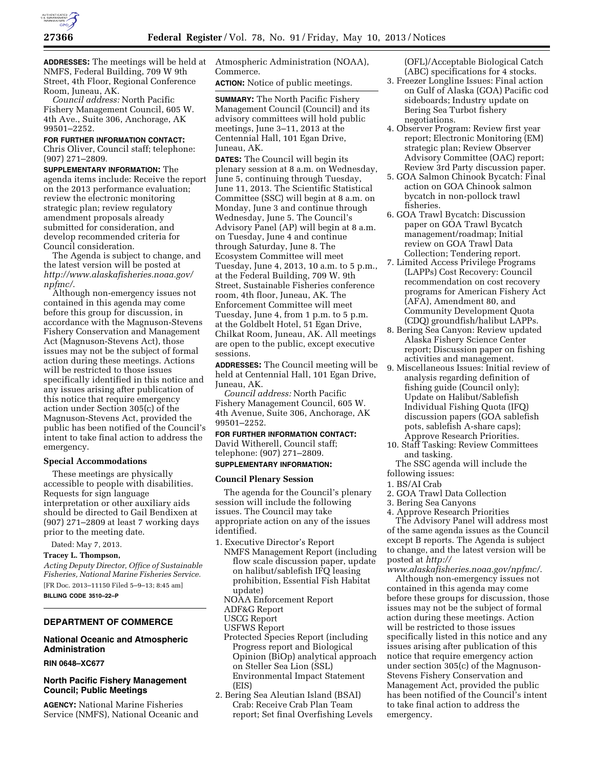**ADDRESSES:** The meetings will be held at NMFS, Federal Building, 709 W 9th Street, 4th Floor, Regional Conference Room, Juneau, AK.

*Council address:* North Pacific Fishery Management Council, 605 W. 4th Ave., Suite 306, Anchorage, AK 99501–2252.

**FOR FURTHER INFORMATION CONTACT:** Chris Oliver, Council staff; telephone: (907) 271–2809.

**SUPPLEMENTARY INFORMATION:** The agenda items include: Receive the report on the 2013 performance evaluation; review the electronic monitoring strategic plan; review regulatory amendment proposals already submitted for consideration, and develop recommended criteria for Council consideration.

The Agenda is subject to change, and the latest version will be posted at *http://www.alaskafisheries.noaa.gov/npfmc/*.

Although non-emergency issues not contained in this agenda may come before this group for discussion, in accordance with the Magnuson-Stevens Fishery Conservation and Management Act (Magnuson-Stevens Act), those issues may not be the subject of formal action during these meetings. Actions will be restricted to those issues specifically identified in this notice and any issues arising after publication of this notice that require emergency action under Section 305(c) of the Magnuson-Stevens Act, provided the public has been notified of the Council's intent to take final action to address the emergency.

## Special Accommodations

These meetings are physically accessible to people with disabilities. Requests for sign language interpretation or other auxiliary aids should be directed to Gail Bendixen at (907) 271–2809 at least 7 working days prior to the meeting date.

Dated: May 7, 2013.

**Tracey L. Thompson,**

*Acting Deputy Director, Office of Sustainable Fisheries, National Marine Fisheries Service.*

[FR Doc. 2013–11150 Filed 5–9–13; 8:45 am]

**BILLING CODE 3510–22–P**

---

# DEPARTMENT OF COMMERCE

## National Oceanic and Atmospheric Administration

**RIN 0648–XC677**

## North Pacific Fishery Management Council; Public Meetings

**AGENCY:** National Marine Fisheries Service (NMFS), National Oceanic and Atmospheric Administration (NOAA), Commerce.

**ACTION:** Notice of public meetings.

**SUMMARY:** The North Pacific Fishery Management Council (Council) and its advisory committees will hold public meetings, June 3–11, 2013 at the Centennial Hall, 101 Egan Drive, Juneau, AK.

**DATES:** The Council will begin its plenary session at 8 a.m. on Wednesday, June 5, continuing through Tuesday, June 11, 2013. The Scientific Statistical Committee (SSC) will begin at 8 a.m. on Monday, June 3 and continue through Wednesday, June 5. The Council's Advisory Panel (AP) will begin at 8 a.m. on Tuesday, June 4 and continue through Saturday, June 8. The Ecosystem Committee will meet Tuesday, June 4, 2013, 10 a.m. to 5 p.m., at the Federal Building, 709 W. 9th Street, Sustainable Fisheries conference room, 4th floor, Juneau, AK. The Enforcement Committee will meet Tuesday, June 4, from 1 p.m. to 5 p.m. at the Goldbelt Hotel, 51 Egan Drive, Chilkat Room, Juneau, AK. All meetings are open to the public, except executive sessions.

**ADDRESSES:** The Council meeting will be held at Centennial Hall, 101 Egan Drive, Juneau, AK.

*Council address:* North Pacific Fishery Management Council, 605 W. 4th Avenue, Suite 306, Anchorage, AK 99501–2252.

**FOR FURTHER INFORMATION CONTACT:** David Witherell, Council staff; telephone: (907) 271–2809.

**SUPPLEMENTARY INFORMATION:**

## Council Plenary Session

The agenda for the Council's plenary session will include the following issues. The Council may take appropriate action on any of the issues identified.

1. Executive Director's Report
   - NMFS Management Report (including flow scale discussion paper, update on halibut/sablefish IFQ leasing prohibition, Essential Fish Habitat update)
   - NOAA Enforcement Report
   - ADF&G Report
   - USCG Report
   - USFWS Report
   - Protected Species Report (including Progress report and Biological Opinion (BiOp) analytical approach on Steller Sea Lion (SSL) Environmental Impact Statement (EIS)
2. Bering Sea Aleutian Island (BSAI) Crab: Receive Crab Plan Team report; Set final Overfishing Levels (OFL)/Acceptable Biological Catch (ABC) specifications for 4 stocks.
3. Freezer Longline Issues: Final action on Gulf of Alaska (GOA) Pacific cod sideboards; Industry update on Bering Sea Turbot fishery negotiations.
4. Observer Program: Review first year report; Electronic Monitoring (EM) strategic plan; Review Observer Advisory Committee (OAC) report; Review 3rd Party discussion paper.
5. GOA Salmon Chinook Bycatch: Final action on GOA Chinook salmon bycatch in non-pollock trawl fisheries.
6. GOA Trawl Bycatch: Discussion paper on GOA Trawl Bycatch management/roadmap; Initial review on GOA Trawl Data Collection; Tendering report.
7. Limited Access Privilege Programs (LAPPs) Cost Recovery: Council recommendation on cost recovery programs for American Fishery Act (AFA), Amendment 80, and Community Development Quota (CDQ) groundfish/halibut LAPPs.
8. Bering Sea Canyon: Review updated Alaska Fishery Science Center report; Discussion paper on fishing activities and management.
9. Miscellaneous Issues: Initial review of analysis regarding definition of fishing guide (Council only); Update on Halibut/Sablefish Individual Fishing Quota (IFQ) discussion papers (GOA sablefish pots, sablefish A-share caps); Approve Research Priorities.
10. Staff Tasking: Review Committees and tasking.

The SSC agenda will include the following issues:

1. BS/AI Crab
2. GOA Trawl Data Collection
3. Bering Sea Canyons
4. Approve Research Priorities

The Advisory Panel will address most of the same agenda issues as the Council except B reports. The Agenda is subject to change, and the latest version will be posted at *http://www.alaskafisheries.noaa.gov/npfmc/*.

Although non-emergency issues not contained in this agenda may come before these groups for discussion, those issues may not be the subject of formal action during these meetings. Action will be restricted to those issues specifically listed in this notice and any issues arising after publication of this notice that require emergency action under section 305(c) of the Magnuson-Stevens Fishery Conservation and Management Act, provided the public has been notified of the Council's intent to take final action to address the emergency.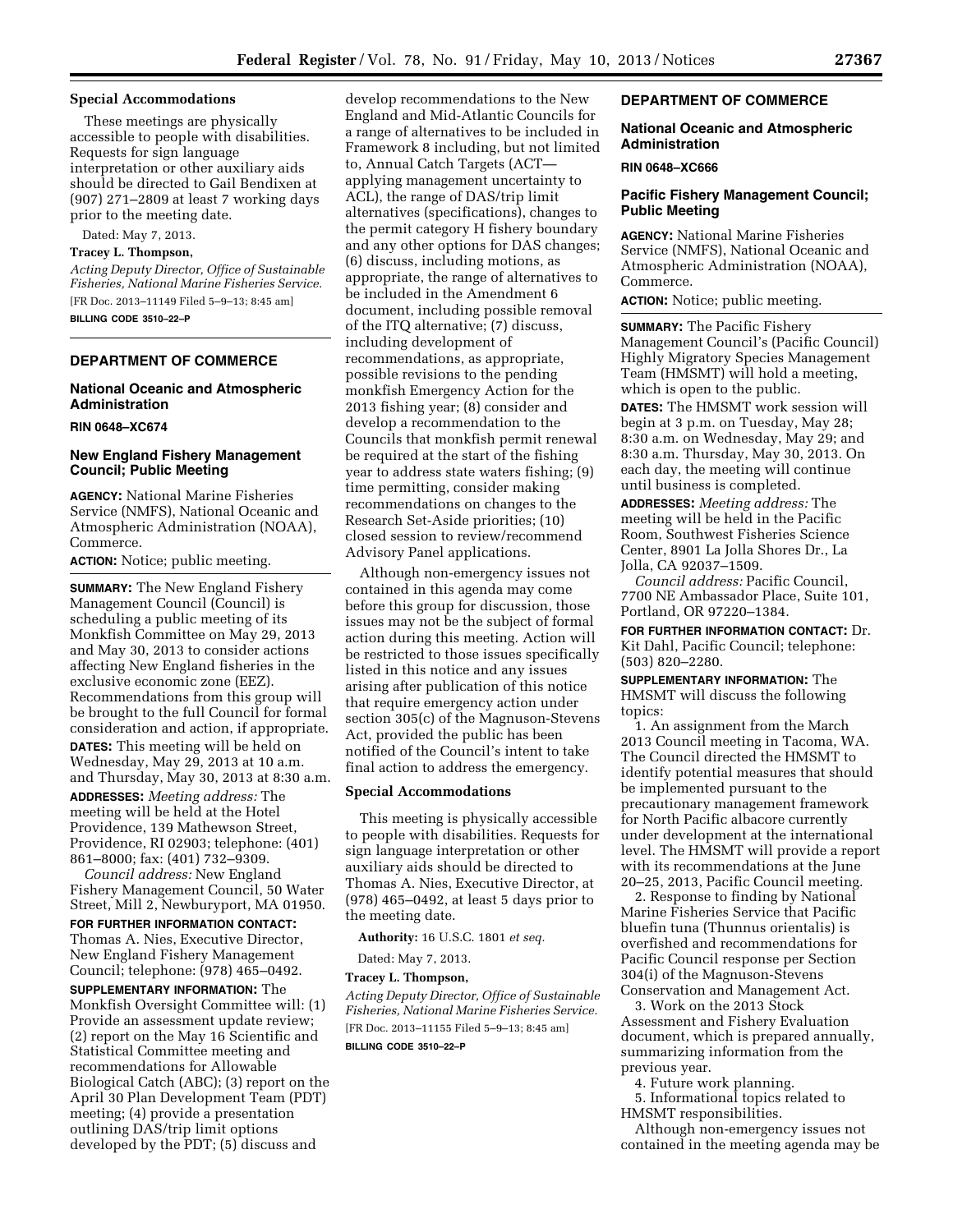### Special Accommodations

These meetings are physically accessible to people with disabilities. Requests for sign language interpretation or other auxiliary aids should be directed to Gail Bendixen at (907) 271–2809 at least 7 working days prior to the meeting date.

Dated: May 7, 2013.

**Tracey L. Thompson,**

*Acting Deputy Director, Office of Sustainable Fisheries, National Marine Fisheries Service.*

[FR Doc. 2013–11149 Filed 5–9–13; 8:45 am]

**BILLING CODE 3510–22–P**

---

## DEPARTMENT OF COMMERCE

### National Oceanic and Atmospheric Administration

**RIN 0648–XC674**

### New England Fishery Management Council; Public Meeting

**AGENCY:** National Marine Fisheries Service (NMFS), National Oceanic and Atmospheric Administration (NOAA), Commerce.

**ACTION:** Notice; public meeting.

**SUMMARY:** The New England Fishery Management Council (Council) is scheduling a public meeting of its Monkfish Committee on May 29, 2013 and May 30, 2013 to consider actions affecting New England fisheries in the exclusive economic zone (EEZ). Recommendations from this group will be brought to the full Council for formal consideration and action, if appropriate.

**DATES:** This meeting will be held on Wednesday, May 29, 2013 at 10 a.m. and Thursday, May 30, 2013 at 8:30 a.m.

**ADDRESSES:** *Meeting address:* The meeting will be held at the Hotel Providence, 139 Mathewson Street, Providence, RI 02903; telephone: (401) 861–8000; fax: (401) 732–9309.

*Council address:* New England Fishery Management Council, 50 Water Street, Mill 2, Newburyport, MA 01950.

**FOR FURTHER INFORMATION CONTACT:** Thomas A. Nies, Executive Director, New England Fishery Management Council; telephone: (978) 465–0492.

**SUPPLEMENTARY INFORMATION:** The Monkfish Oversight Committee will: (1) Provide an assessment update review; (2) report on the May 16 Scientific and Statistical Committee meeting and recommendations for Allowable Biological Catch (ABC); (3) report on the April 30 Plan Development Team (PDT) meeting; (4) provide a presentation outlining DAS/trip limit options developed by the PDT; (5) discuss and develop recommendations to the New England and Mid-Atlantic Councils for a range of alternatives to be included in Framework 8 including, but not limited to, Annual Catch Targets (ACT—applying management uncertainty to ACL), the range of DAS/trip limit alternatives (specifications), changes to the permit category H fishery boundary and any other options for DAS changes; (6) discuss, including motions, as appropriate, the range of alternatives to be included in the Amendment 6 document, including possible removal of the ITQ alternative; (7) discuss, including development of recommendations, as appropriate, possible revisions to the pending monkfish Emergency Action for the 2013 fishing year; (8) consider and develop a recommendation to the Councils that monkfish permit renewal be required at the start of the fishing year to address state waters fishing; (9) time permitting, consider making recommendations on changes to the Research Set-Aside priorities; (10) closed session to review/recommend Advisory Panel applications.

Although non-emergency issues not contained in this agenda may come before this group for discussion, those issues may not be the subject of formal action during this meeting. Action will be restricted to those issues specifically listed in this notice and any issues arising after publication of this notice that require emergency action under section 305(c) of the Magnuson-Stevens Act, provided the public has been notified of the Council's intent to take final action to address the emergency.

### Special Accommodations

This meeting is physically accessible to people with disabilities. Requests for sign language interpretation or other auxiliary aids should be directed to Thomas A. Nies, Executive Director, at (978) 465–0492, at least 5 days prior to the meeting date.

**Authority:** 16 U.S.C. 1801 *et seq.*

Dated: May 7, 2013.

**Tracey L. Thompson,**

*Acting Deputy Director, Office of Sustainable Fisheries, National Marine Fisheries Service.*

[FR Doc. 2013–11155 Filed 5–9–13; 8:45 am]

**BILLING CODE 3510–22–P**

---

## DEPARTMENT OF COMMERCE

### National Oceanic and Atmospheric Administration

**RIN 0648–XC666**

### Pacific Fishery Management Council; Public Meeting

**AGENCY:** National Marine Fisheries Service (NMFS), National Oceanic and Atmospheric Administration (NOAA), Commerce.

**ACTION:** Notice; public meeting.

**SUMMARY:** The Pacific Fishery Management Council's (Pacific Council) Highly Migratory Species Management Team (HMSMT) will hold a meeting, which is open to the public.

**DATES:** The HMSMT work session will begin at 3 p.m. on Tuesday, May 28; 8:30 a.m. on Wednesday, May 29; and 8:30 a.m. Thursday, May 30, 2013. On each day, the meeting will continue until business is completed.

**ADDRESSES:** *Meeting address:* The meeting will be held in the Pacific Room, Southwest Fisheries Science Center, 8901 La Jolla Shores Dr., La Jolla, CA 92037–1509.

*Council address:* Pacific Council, 7700 NE Ambassador Place, Suite 101, Portland, OR 97220–1384.

**FOR FURTHER INFORMATION CONTACT:** Dr. Kit Dahl, Pacific Council; telephone: (503) 820–2280.

**SUPPLEMENTARY INFORMATION:** The HMSMT will discuss the following topics:

1. An assignment from the March 2013 Council meeting in Tacoma, WA. The Council directed the HMSMT to identify potential measures that should be implemented pursuant to the precautionary management framework for North Pacific albacore currently under development at the international level. The HMSMT will provide a report with its recommendations at the June 20–25, 2013, Pacific Council meeting.
2. Response to finding by National Marine Fisheries Service that Pacific bluefin tuna (Thunnus orientalis) is overfished and recommendations for Pacific Council response per Section 304(i) of the Magnuson-Stevens Conservation and Management Act.
3. Work on the 2013 Stock Assessment and Fishery Evaluation document, which is prepared annually, summarizing information from the previous year.
4. Future work planning.
5. Informational topics related to HMSMT responsibilities.

Although non-emergency issues not contained in the meeting agenda may be